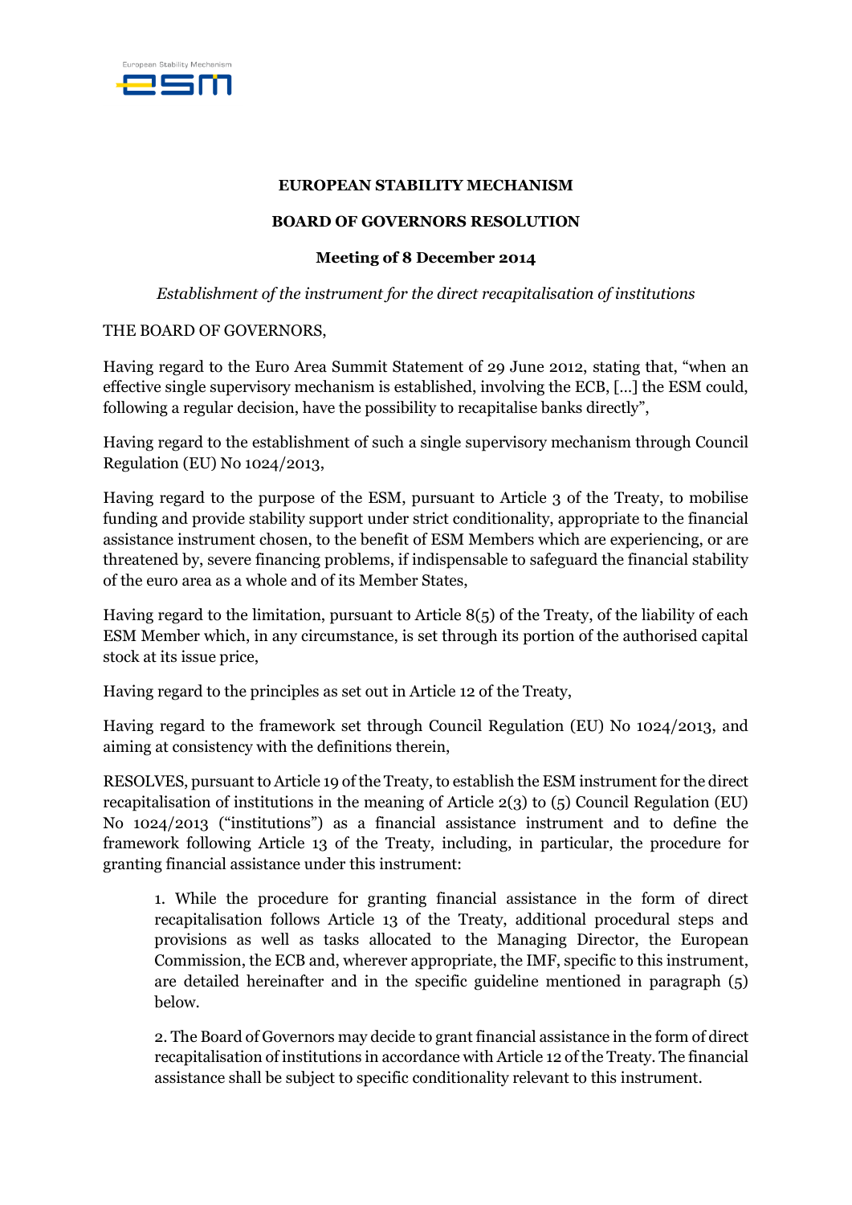**EUROPEAN STABILITY MECHANISM**

**BOARD OF GOVERNORS RESOLUTION**

**Meeting of 8 December 2014**

*Establishment of the instrument for the direct recapitalisation of institutions*

THE BOARD OF GOVERNORS,

Having regard to the Euro Area Summit Statement of 29 June 2012, stating that, "when an effective single supervisory mechanism is established, involving the ECB, [...] the ESM could, following a regular decision, have the possibility to recapitalise banks directly",

Having regard to the establishment of such a single supervisory mechanism through Council Regulation (EU) No 1024/2013,

Having regard to the purpose of the ESM, pursuant to Article 3 of the Treaty, to mobilise funding and provide stability support under strict conditionality, appropriate to the financial assistance instrument chosen, to the benefit of ESM Members which are experiencing, or are threatened by, severe financing problems, if indispensable to safeguard the financial stability of the euro area as a whole and of its Member States,

Having regard to the limitation, pursuant to Article 8(5) of the Treaty, of the liability of each ESM Member which, in any circumstance, is set through its portion of the authorised capital stock at its issue price,

Having regard to the principles as set out in Article 12 of the Treaty,

Having regard to the framework set through Council Regulation (EU) No 1024/2013, and aiming at consistency with the definitions therein,

RESOLVES, pursuant to Article 19 of the Treaty, to establish the ESM instrument for the direct recapitalisation of institutions in the meaning of Article 2(3) to (5) Council Regulation (EU) No 1024/2013 ("institutions") as a financial assistance instrument and to define the framework following Article 13 of the Treaty, including, in particular, the procedure for granting financial assistance under this instrument:

1. While the procedure for granting financial assistance in the form of direct recapitalisation follows Article 13 of the Treaty, additional procedural steps and provisions as well as tasks allocated to the Managing Director, the European Commission, the ECB and, wherever appropriate, the IMF, specific to this instrument, are detailed hereinafter and in the specific guideline mentioned in paragraph (5) below.

2. The Board of Governors may decide to grant financial assistance in the form of direct recapitalisation of institutions in accordance with Article 12 of the Treaty. The financial assistance shall be subject to specific conditionality relevant to this instrument.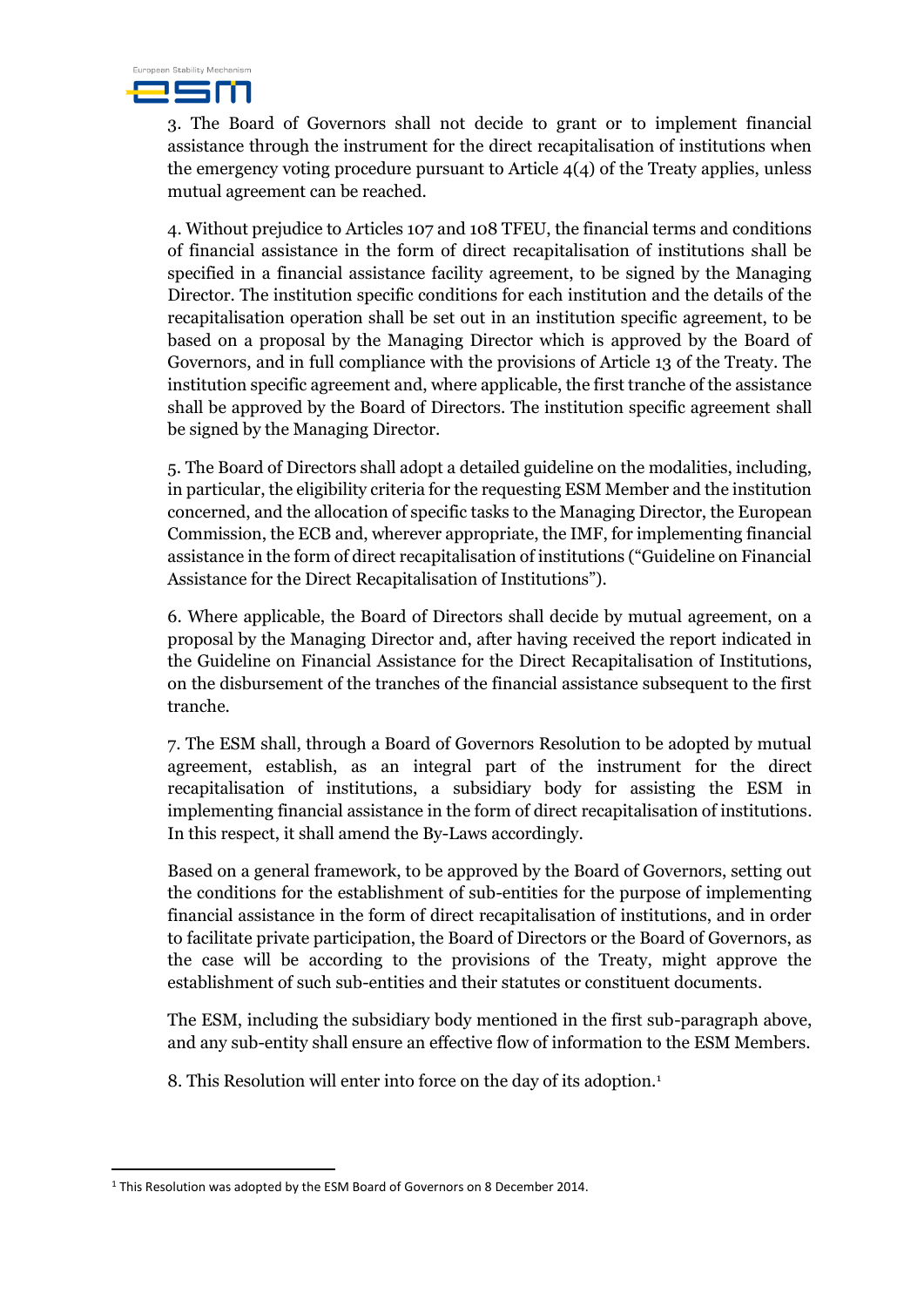3. The Board of Governors shall not decide to grant or to implement financial assistance through the instrument for the direct recapitalisation of institutions when the emergency voting procedure pursuant to Article 4(4) of the Treaty applies, unless mutual agreement can be reached.

4. Without prejudice to Articles 107 and 108 TFEU, the financial terms and conditions of financial assistance in the form of direct recapitalisation of institutions shall be specified in a financial assistance facility agreement, to be signed by the Managing Director. The institution specific conditions for each institution and the details of the recapitalisation operation shall be set out in an institution specific agreement, to be based on a proposal by the Managing Director which is approved by the Board of Governors, and in full compliance with the provisions of Article 13 of the Treaty. The institution specific agreement and, where applicable, the first tranche of the assistance shall be approved by the Board of Directors. The institution specific agreement shall be signed by the Managing Director.

5. The Board of Directors shall adopt a detailed guideline on the modalities, including, in particular, the eligibility criteria for the requesting ESM Member and the institution concerned, and the allocation of specific tasks to the Managing Director, the European Commission, the ECB and, wherever appropriate, the IMF, for implementing financial assistance in the form of direct recapitalisation of institutions ("Guideline on Financial Assistance for the Direct Recapitalisation of Institutions").

6. Where applicable, the Board of Directors shall decide by mutual agreement, on a proposal by the Managing Director and, after having received the report indicated in the Guideline on Financial Assistance for the Direct Recapitalisation of Institutions, on the disbursement of the tranches of the financial assistance subsequent to the first tranche.

7. The ESM shall, through a Board of Governors Resolution to be adopted by mutual agreement, establish, as an integral part of the instrument for the direct recapitalisation of institutions, a subsidiary body for assisting the ESM in implementing financial assistance in the form of direct recapitalisation of institutions. In this respect, it shall amend the By-Laws accordingly.

Based on a general framework, to be approved by the Board of Governors, setting out the conditions for the establishment of sub-entities for the purpose of implementing financial assistance in the form of direct recapitalisation of institutions, and in order to facilitate private participation, the Board of Directors or the Board of Governors, as the case will be according to the provisions of the Treaty, might approve the establishment of such sub-entities and their statutes or constituent documents.

The ESM, including the subsidiary body mentioned in the first sub-paragraph above, and any sub-entity shall ensure an effective flow of information to the ESM Members.

8. This Resolution will enter into force on the day of its adoption.[1]

[1] This Resolution was adopted by the ESM Board of Governors on 8 December 2014.